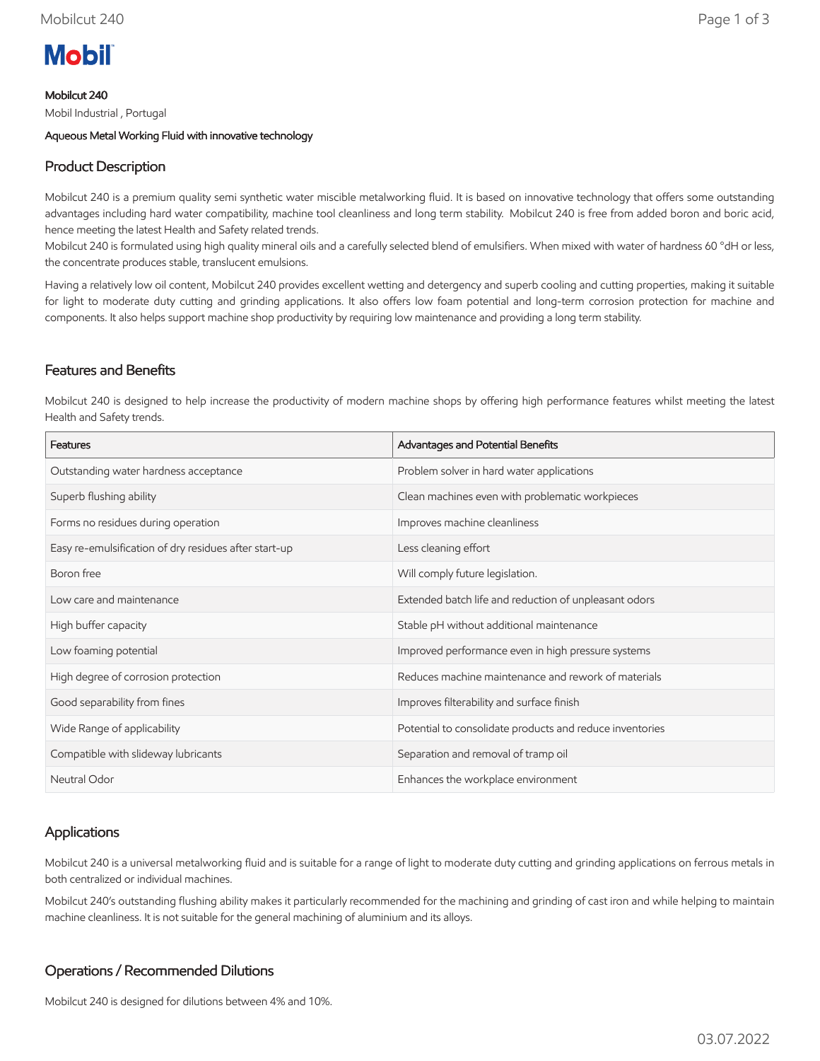Mobil

**Mobilcut 240**

Mobil Industrial , Portugal

Aqueous Metal Working Fluid with innovative technology

## Product Description

Mobilcut 240 is a premium quality semi synthetic water miscible metalworking fluid. It is based on innovative technology that offers some outstanding advantages including hard water compatibility, machine tool cleanliness and long term stability. Mobilcut 240 is free from added boron and boric acid, hence meeting the latest Health and Safety related trends.

Mobilcut 240 is formulated using high quality mineral oils and a carefully selected blend of emulsifiers. When mixed with water of hardness 60 °dH or less, the concentrate produces stable, translucent emulsions.

Having a relatively low oil content, Mobilcut 240 provides excellent wetting and detergency and superb cooling and cutting properties, making it suitable for light to moderate duty cutting and grinding applications. It also offers low foam potential and long-term corrosion protection for machine and components. It also helps support machine shop productivity by requiring low maintenance and providing a long term stability.

## Features and Benefits

Mobilcut 240 is designed to help increase the productivity of modern machine shops by offering high performance features whilst meeting the latest Health and Safety trends.

| Features | Advantages and Potential Benefits |
|---|---|
| Outstanding water hardness acceptance | Problem solver in hard water applications |
| Superb flushing ability | Clean machines even with problematic workpieces |
| Forms no residues during operation | Improves machine cleanliness |
| Easy re-emulsification of dry residues after start-up | Less cleaning effort |
| Boron free | Will comply future legislation. |
| Low care and maintenance | Extended batch life and reduction of unpleasant odors |
| High buffer capacity | Stable pH without additional maintenance |
| Low foaming potential | Improved performance even in high pressure systems |
| High degree of corrosion protection | Reduces machine maintenance and rework of materials |
| Good separability from fines | Improves filterability and surface finish |
| Wide Range of applicability | Potential to consolidate products and reduce inventories |
| Compatible with slideway lubricants | Separation and removal of tramp oil |
| Neutral Odor | Enhances the workplace environment |

## Applications

Mobilcut 240 is a universal metalworking fluid and is suitable for a range of light to moderate duty cutting and grinding applications on ferrous metals in both centralized or individual machines.

Mobilcut 240's outstanding flushing ability makes it particularly recommended for the machining and grinding of cast iron and while helping to maintain machine cleanliness. It is not suitable for the general machining of aluminium and its alloys.

## Operations / Recommended Dilutions

Mobilcut 240 is designed for dilutions between 4% and 10%.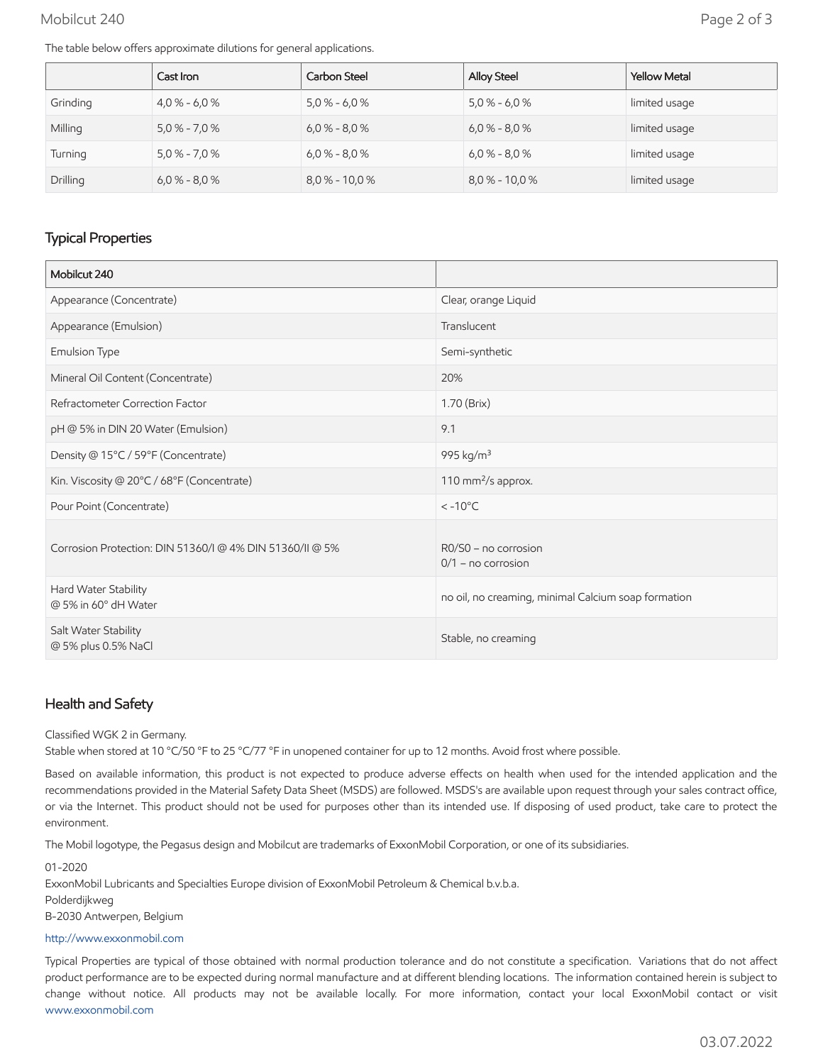The table below offers approximate dilutions for general applications.

| | Cast Iron | Carbon Steel | Alloy Steel | Yellow Metal |
|---|---|---|---|---|
| Grinding | 4,0 % - 6,0 % | 5,0 % - 6,0 % | 5,0 % - 6,0 % | limited usage |
| Milling | 5,0 % - 7,0 % | 6,0 % - 8,0 % | 6,0 % - 8,0 % | limited usage |
| Turning | 5,0 % - 7,0 % | 6,0 % - 8,0 % | 6,0 % - 8,0 % | limited usage |
| Drilling | 6,0 % - 8,0 % | 8,0 % - 10,0 % | 8,0 % - 10,0 % | limited usage |

## Typical Properties

| Mobilcut 240 | |
|---|---|
| Appearance (Concentrate) | Clear, orange Liquid |
| Appearance (Emulsion) | Translucent |
| Emulsion Type | Semi-synthetic |
| Mineral Oil Content (Concentrate) | 20% |
| Refractometer Correction Factor | 1.70 (Brix) |
| pH @ 5% in DIN 20 Water (Emulsion) | 9.1 |
| Density @ 15°C / 59°F (Concentrate) | 995 kg/m³ |
| Kin. Viscosity @ 20°C / 68°F (Concentrate) | 110 mm²/s approx. |
| Pour Point (Concentrate) | < -10°C |
| Corrosion Protection: DIN 51360/I @ 4% DIN 51360/II @ 5% | R0/S0 – no corrosion<br>0/1 – no corrosion |
| Hard Water Stability<br>@ 5% in 60° dH Water | no oil, no creaming, minimal Calcium soap formation |
| Salt Water Stability<br>@ 5% plus 0.5% NaCl | Stable, no creaming |

## Health and Safety

Classified WGK 2 in Germany.
Stable when stored at 10 °C/50 °F to 25 °C/77 °F in unopened container for up to 12 months. Avoid frost where possible.

Based on available information, this product is not expected to produce adverse effects on health when used for the intended application and the recommendations provided in the Material Safety Data Sheet (MSDS) are followed. MSDS's are available upon request through your sales contract office, or via the Internet. This product should not be used for purposes other than its intended use. If disposing of used product, take care to protect the environment.

The Mobil logotype, the Pegasus design and Mobilcut are trademarks of ExxonMobil Corporation, or one of its subsidiaries.

01-2020
ExxonMobil Lubricants and Specialties Europe division of ExxonMobil Petroleum & Chemical b.v.b.a.
Polderdijkweg
B-2030 Antwerpen, Belgium

http://www.exxonmobil.com

Typical Properties are typical of those obtained with normal production tolerance and do not constitute a specification. Variations that do not affect product performance are to be expected during normal manufacture and at different blending locations. The information contained herein is subject to change without notice. All products may not be available locally. For more information, contact your local ExxonMobil contact or visit www.exxonmobil.com

03.07.2022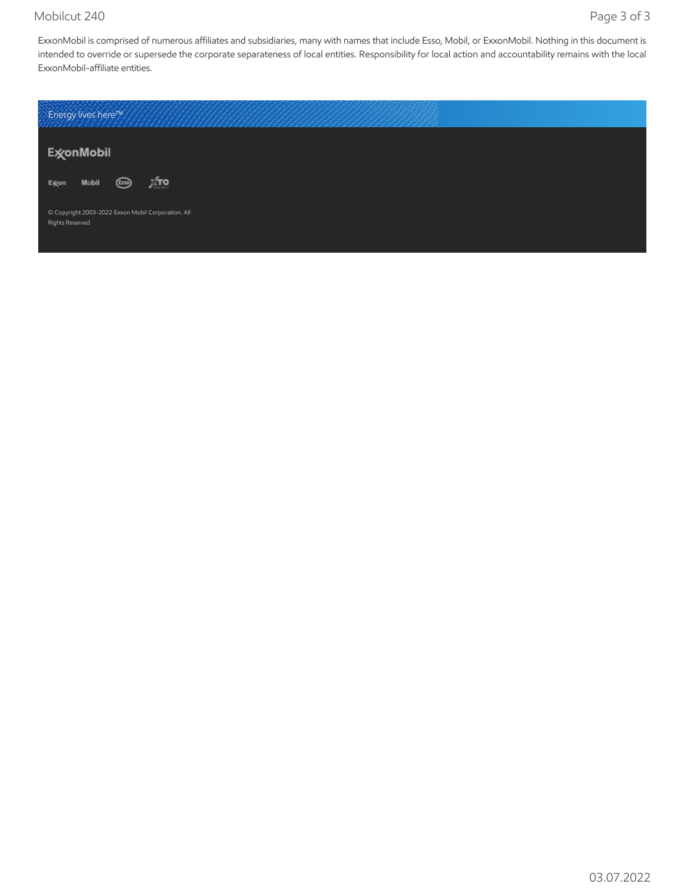ExxonMobil is comprised of numerous affiliates and subsidiaries, many with names that include Esso, Mobil, or ExxonMobil. Nothing in this document is intended to override or supersede the corporate separateness of local entities. Responsibility for local action and accountability remains with the local ExxonMobil-affiliate entities.

Energy lives here™

ExxonMobil

Exxon Mobil Esso XTO

© Copyright 2003-2022 Exxon Mobil Corporation. All Rights Reserved